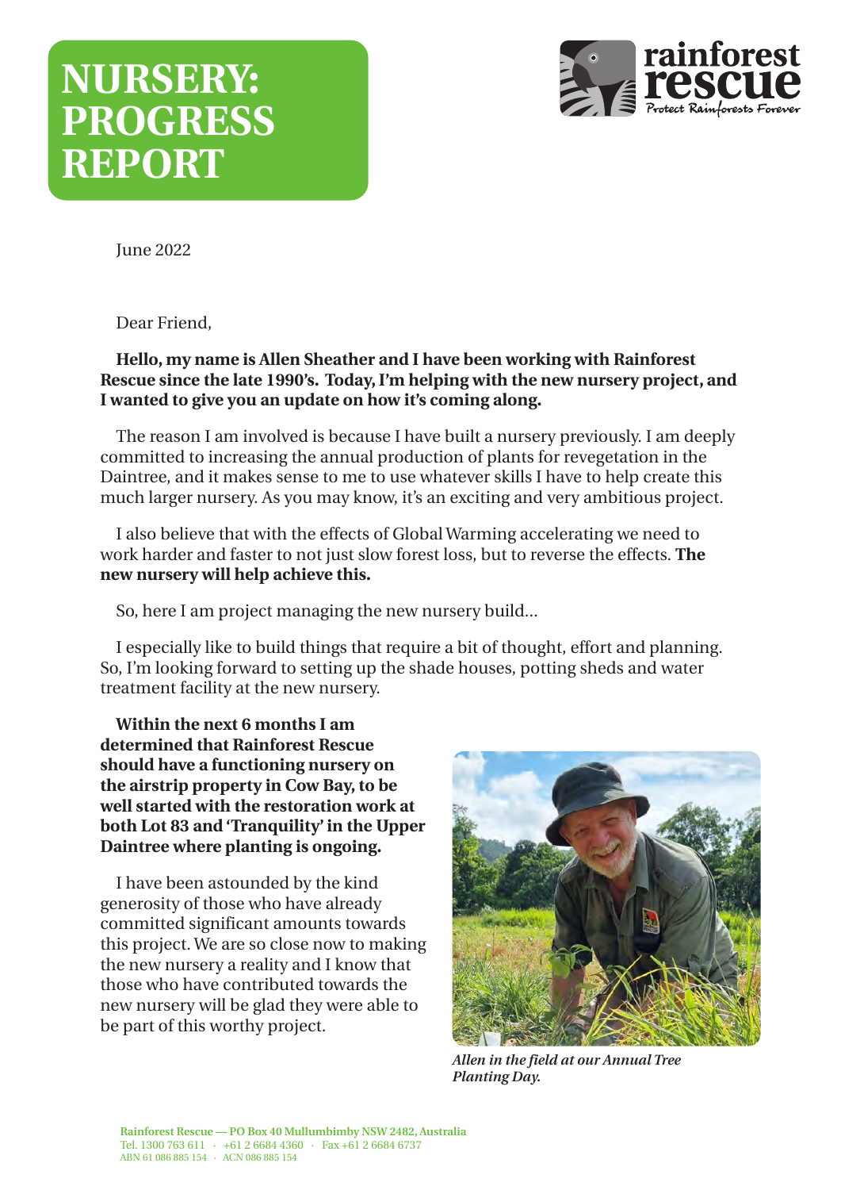# NURSERY: PROGRESS REPORT

June 2022

Dear Friend,

**Hello, my name is Allen Sheather and I have been working with Rainforest Rescue since the late 1990's. Today, I'm helping with the new nursery project, and I wanted to give you an update on how it's coming along.**

The reason I am involved is because I have built a nursery previously. I am deeply committed to increasing the annual production of plants for revegetation in the Daintree, and it makes sense to me to use whatever skills I have to help create this much larger nursery. As you may know, it's an exciting and very ambitious project.

I also believe that with the effects of Global Warming accelerating we need to work harder and faster to not just slow forest loss, but to reverse the effects. **The new nursery will help achieve this.**

So, here I am project managing the new nursery build...

I especially like to build things that require a bit of thought, effort and planning. So, I'm looking forward to setting up the shade houses, potting sheds and water treatment facility at the new nursery.

**Within the next 6 months I am determined that Rainforest Rescue should have a functioning nursery on the airstrip property in Cow Bay, to be well started with the restoration work at both Lot 83 and 'Tranquility' in the Upper Daintree where planting is ongoing.**

I have been astounded by the kind generosity of those who have already committed significant amounts towards this project. We are so close now to making the new nursery a reality and I know that those who have contributed towards the new nursery will be glad they were able to be part of this worthy project.

*Allen in the field at our Annual Tree Planting Day.*

Rainforest Rescue — PO Box 40 Mullumbimby NSW 2482, Australia
Tel. 1300 763 611 · +61 2 6684 4360 · Fax +61 2 6684 6737
ABN 61 086 885 154 · ACN 086 885 154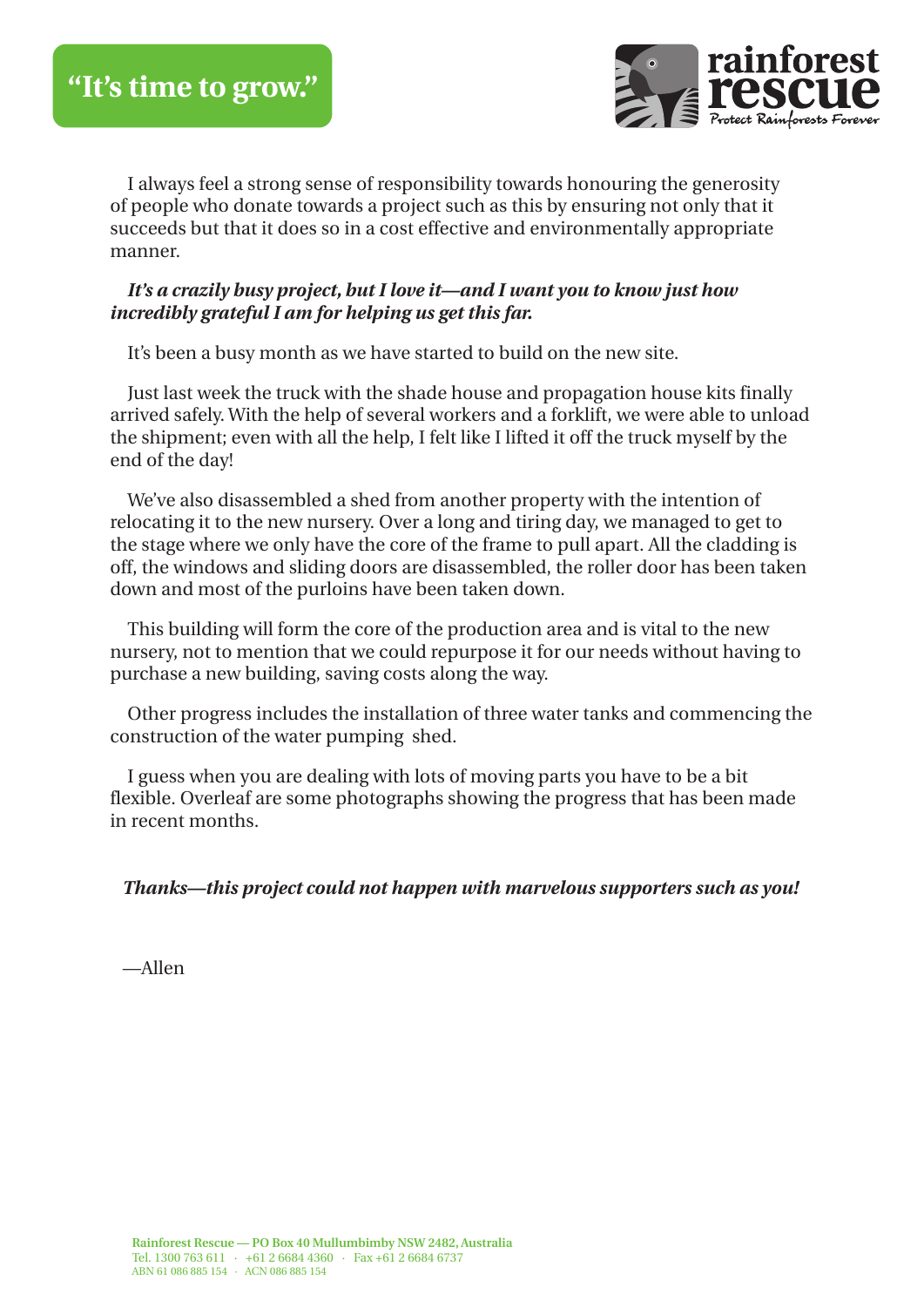# "It's time to grow."

I always feel a strong sense of responsibility towards honouring the generosity of people who donate towards a project such as this by ensuring not only that it succeeds but that it does so in a cost effective and environmentally appropriate manner.

***It's a crazily busy project, but I love it—and I want you to know just how incredibly grateful I am for helping us get this far.***

It's been a busy month as we have started to build on the new site.

Just last week the truck with the shade house and propagation house kits finally arrived safely. With the help of several workers and a forklift, we were able to unload the shipment; even with all the help, I felt like I lifted it off the truck myself by the end of the day!

We've also disassembled a shed from another property with the intention of relocating it to the new nursery. Over a long and tiring day, we managed to get to the stage where we only have the core of the frame to pull apart. All the cladding is off, the windows and sliding doors are disassembled, the roller door has been taken down and most of the purloins have been taken down.

This building will form the core of the production area and is vital to the new nursery, not to mention that we could repurpose it for our needs without having to purchase a new building, saving costs along the way.

Other progress includes the installation of three water tanks and commencing the construction of the water pumping shed.

I guess when you are dealing with lots of moving parts you have to be a bit flexible. Overleaf are some photographs showing the progress that has been made in recent months.

***Thanks—this project could not happen with marvelous supporters such as you!***

—Allen

**Rainforest Rescue — PO Box 40 Mullumbimby NSW 2482, Australia**
Tel. 1300 763 611 · +61 2 6684 4360 · Fax +61 2 6684 6737
ABN 61 086 885 154 · ACN 086 885 154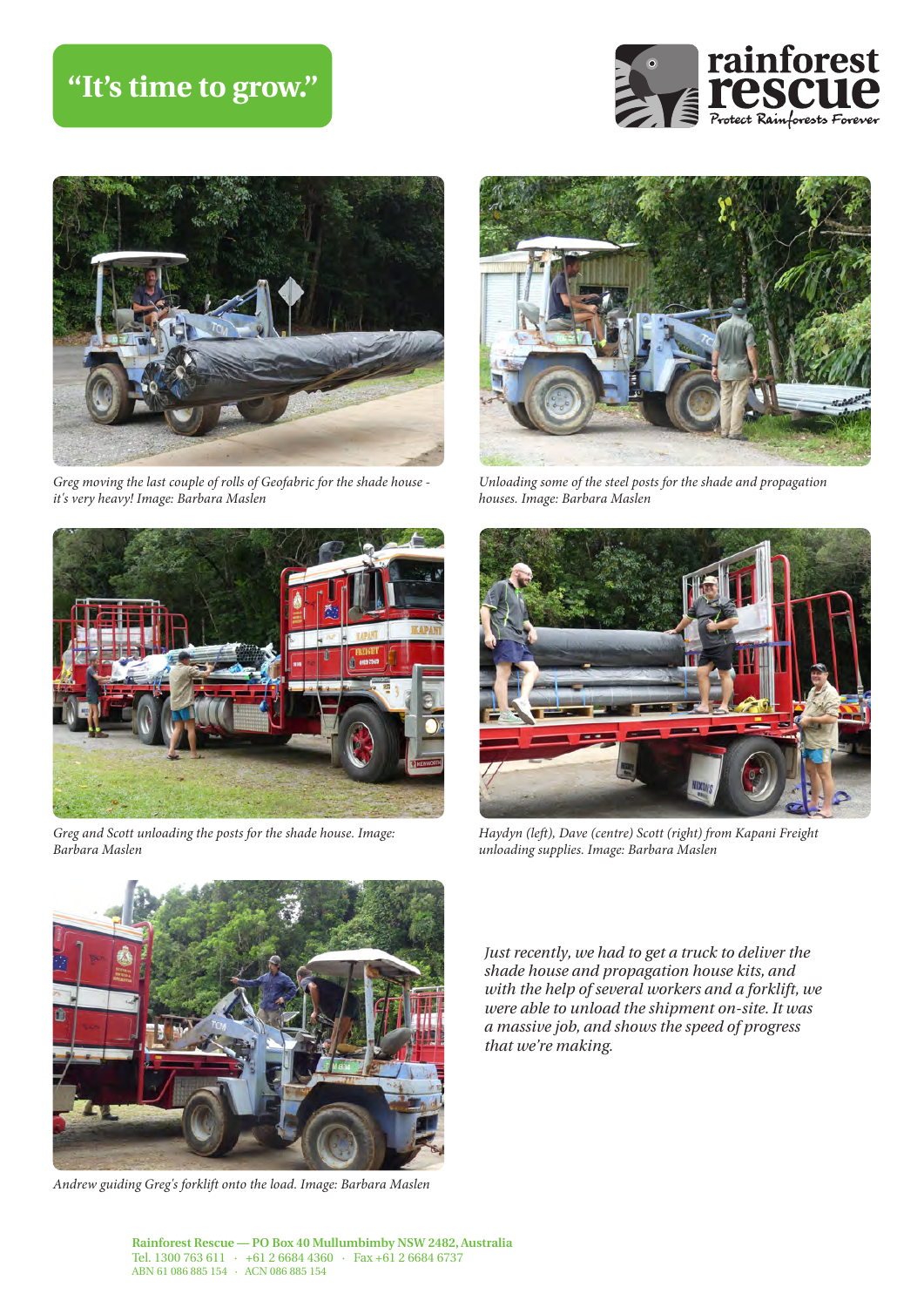# "It's time to grow."

*Greg moving the last couple of rolls of Geofabric for the shade house - it's very heavy! Image: Barbara Maslen*

*Unloading some of the steel posts for the shade and propagation houses. Image: Barbara Maslen*

*Greg and Scott unloading the posts for the shade house. Image: Barbara Maslen*

*Haydyn (left), Dave (centre) Scott (right) from Kapani Freight unloading supplies. Image: Barbara Maslen*

*Andrew guiding Greg's forklift onto the load. Image: Barbara Maslen*

*Just recently, we had to get a truck to deliver the shade house and propagation house kits, and with the help of several workers and a forklift, we were able to unload the shipment on-site. It was a massive job, and shows the speed of progress that we're making.*

**Rainforest Rescue — PO Box 40 Mullumbimby NSW 2482, Australia**
Tel. 1300 763 611 · +61 2 6684 4360 · Fax +61 2 6684 6737
ABN 61 086 885 154 · ACN 086 885 154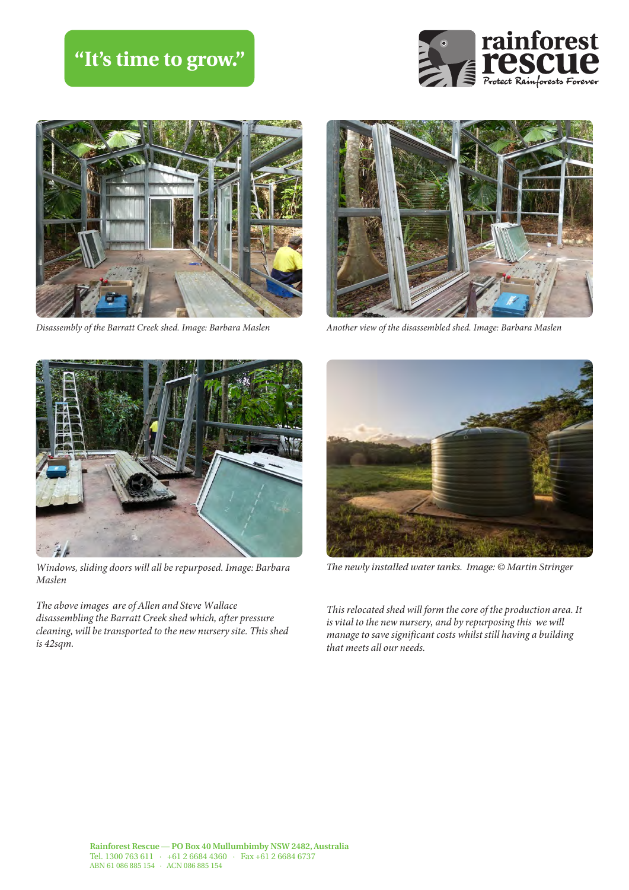"It's time to grow."

*Disassembly of the Barratt Creek shed. Image: Barbara Maslen*

*Another view of the disassembled shed. Image: Barbara Maslen*

*Windows, sliding doors will all be repurposed. Image: Barbara Maslen*

*The newly installed water tanks. Image: © Martin Stringer*

*The above images are of Allen and Steve Wallace disassembling the Barratt Creek shed which, after pressure cleaning, will be transported to the new nursery site. This shed is 42sqm.*

*This relocated shed will form the core of the production area. It is vital to the new nursery, and by repurposing this we will manage to save significant costs whilst still having a building that meets all our needs.*